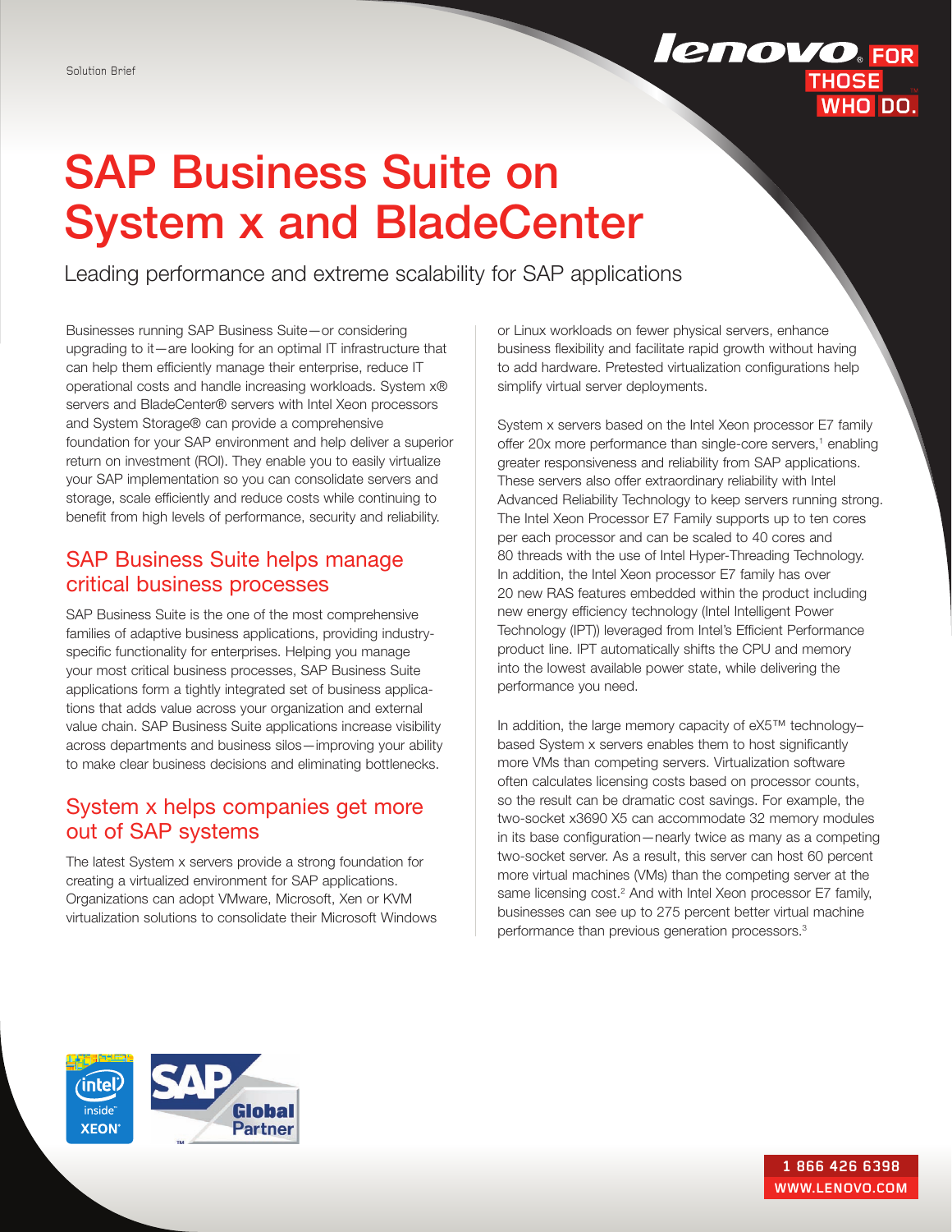Solution Brief

# SAP Business Suite on System x and BladeCenter

Leading performance and extreme scalability for SAP applications

Businesses running SAP Business Suite—or considering upgrading to it—are looking for an optimal IT infrastructure that can help them efficiently manage their enterprise, reduce IT operational costs and handle increasing workloads. System x® servers and BladeCenter® servers with Intel Xeon processors and System Storage® can provide a comprehensive foundation for your SAP environment and help deliver a superior return on investment (ROI). They enable you to easily virtualize your SAP implementation so you can consolidate servers and storage, scale efficiently and reduce costs while continuing to benefit from high levels of performance, security and reliability.

## SAP Business Suite helps manage critical business processes

SAP Business Suite is the one of the most comprehensive families of adaptive business applications, providing industry-specific functionality for enterprises. Helping you manage your most critical business processes, SAP Business Suite applications form a tightly integrated set of business applications that adds value across your organization and external value chain. SAP Business Suite applications increase visibility across departments and business silos—improving your ability to make clear business decisions and eliminating bottlenecks.

## System x helps companies get more out of SAP systems

The latest System x servers provide a strong foundation for creating a virtualized environment for SAP applications. Organizations can adopt VMware, Microsoft, Xen or KVM virtualization solutions to consolidate their Microsoft Windows or Linux workloads on fewer physical servers, enhance business flexibility and facilitate rapid growth without having to add hardware. Pretested virtualization configurations help simplify virtual server deployments.

System x servers based on the Intel Xeon processor E7 family offer 20x more performance than single-core servers,[1] enabling greater responsiveness and reliability from SAP applications. These servers also offer extraordinary reliability with Intel Advanced Reliability Technology to keep servers running strong. The Intel Xeon Processor E7 Family supports up to ten cores per each processor and can be scaled to 40 cores and 80 threads with the use of Intel Hyper-Threading Technology. In addition, the Intel Xeon processor E7 family has over 20 new RAS features embedded within the product including new energy efficiency technology (Intel Intelligent Power Technology (IPT)) leveraged from Intel's Efficient Performance product line. IPT automatically shifts the CPU and memory into the lowest available power state, while delivering the performance you need.

In addition, the large memory capacity of eX5™ technology–based System x servers enables them to host significantly more VMs than competing servers. Virtualization software often calculates licensing costs based on processor counts, so the result can be dramatic cost savings. For example, the two-socket x3690 X5 can accommodate 32 memory modules in its base configuration—nearly twice as many as a competing two-socket server. As a result, this server can host 60 percent more virtual machines (VMs) than the competing server at the same licensing cost.[2] And with Intel Xeon processor E7 family, businesses can see up to 275 percent better virtual machine performance than previous generation processors.[3]

1 866 426 6398
WWW.LENOVO.COM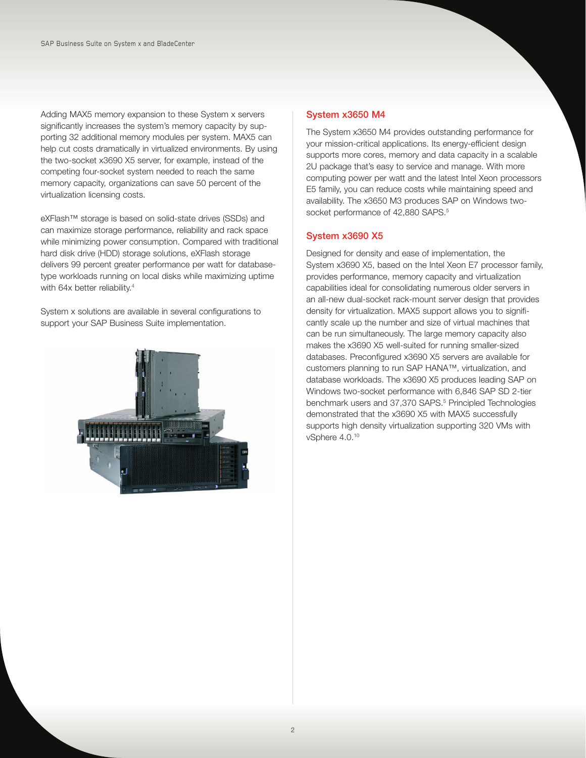Adding MAX5 memory expansion to these System x servers significantly increases the system's memory capacity by supporting 32 additional memory modules per system. MAX5 can help cut costs dramatically in virtualized environments. By using the two-socket x3690 X5 server, for example, instead of the competing four-socket system needed to reach the same memory capacity, organizations can save 50 percent of the virtualization licensing costs.

eXFlash™ storage is based on solid-state drives (SSDs) and can maximize storage performance, reliability and rack space while minimizing power consumption. Compared with traditional hard disk drive (HDD) storage solutions, eXFlash storage delivers 99 percent greater performance per watt for database-type workloads running on local disks while maximizing uptime with 64x better reliability.[4]

System x solutions are available in several configurations to support your SAP Business Suite implementation.

## System x3650 M4

The System x3650 M4 provides outstanding performance for your mission-critical applications. Its energy-efficient design supports more cores, memory and data capacity in a scalable 2U package that's easy to service and manage. With more computing power per watt and the latest Intel Xeon processors E5 family, you can reduce costs while maintaining speed and availability. The x3650 M3 produces SAP on Windows two-socket performance of 42,880 SAPS.[5]

## System x3690 X5

Designed for density and ease of implementation, the System x3690 X5, based on the Intel Xeon E7 processor family, provides performance, memory capacity and virtualization capabilities ideal for consolidating numerous older servers in an all-new dual-socket rack-mount server design that provides density for virtualization. MAX5 support allows you to significantly scale up the number and size of virtual machines that can be run simultaneously. The large memory capacity also makes the x3690 X5 well-suited for running smaller-sized databases. Preconfigured x3690 X5 servers are available for customers planning to run SAP HANA™, virtualization, and database workloads. The x3690 X5 produces leading SAP on Windows two-socket performance with 6,846 SAP SD 2-tier benchmark users and 37,370 SAPS.[5] Principled Technologies demonstrated that the x3690 X5 with MAX5 successfully supports high density virtualization supporting 320 VMs with vSphere 4.0.[10]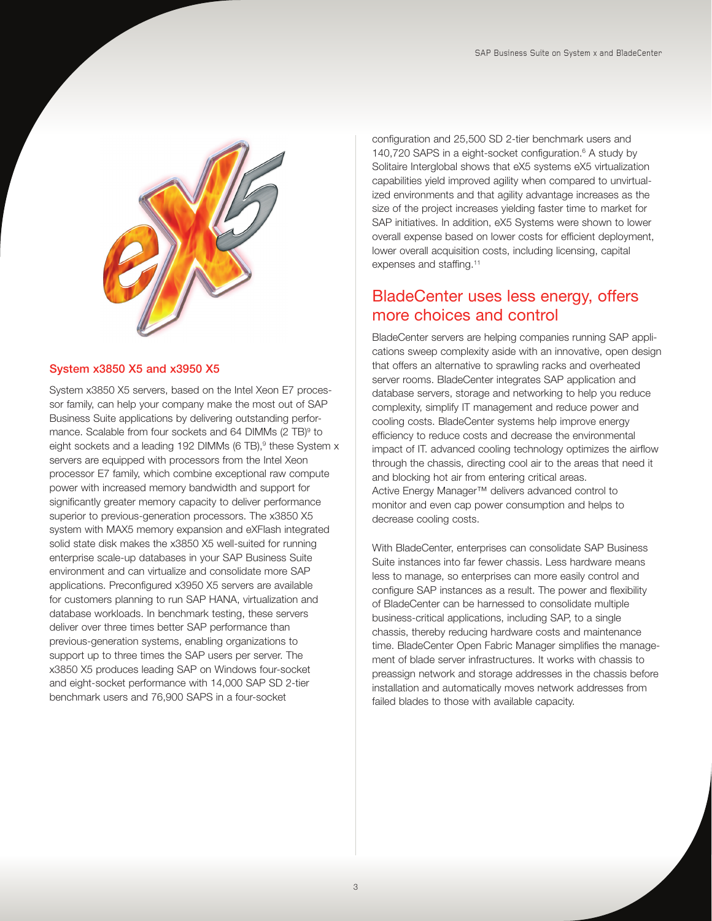### System x3850 X5 and x3950 X5

System x3850 X5 servers, based on the Intel Xeon E7 processor family, can help your company make the most out of SAP Business Suite applications by delivering outstanding performance. Scalable from four sockets and 64 DIMMs (2 TB)[9] to eight sockets and a leading 192 DIMMs (6 TB),[9] these System x servers are equipped with processors from the Intel Xeon processor E7 family, which combine exceptional raw compute power with increased memory bandwidth and support for significantly greater memory capacity to deliver performance superior to previous-generation processors. The x3850 X5 system with MAX5 memory expansion and eXFlash integrated solid state disk makes the x3850 X5 well-suited for running enterprise scale-up databases in your SAP Business Suite environment and can virtualize and consolidate more SAP applications. Preconfigured x3950 X5 servers are available for customers planning to run SAP HANA, virtualization and database workloads. In benchmark testing, these servers deliver over three times better SAP performance than previous-generation systems, enabling organizations to support up to three times the SAP users per server. The x3850 X5 produces leading SAP on Windows four-socket and eight-socket performance with 14,000 SAP SD 2-tier benchmark users and 76,900 SAPS in a four-socket configuration and 25,500 SD 2-tier benchmark users and 140,720 SAPS in a eight-socket configuration.[6] A study by Solitaire Interglobal shows that eX5 systems eX5 virtualization capabilities yield improved agility when compared to unvirtualized environments and that agility advantage increases as the size of the project increases yielding faster time to market for SAP initiatives. In addition, eX5 Systems were shown to lower overall expense based on lower costs for efficient deployment, lower overall acquisition costs, including licensing, capital expenses and staffing.[11]

## BladeCenter uses less energy, offers more choices and control

BladeCenter servers are helping companies running SAP applications sweep complexity aside with an innovative, open design that offers an alternative to sprawling racks and overheated server rooms. BladeCenter integrates SAP application and database servers, storage and networking to help you reduce complexity, simplify IT management and reduce power and cooling costs. BladeCenter systems help improve energy efficiency to reduce costs and decrease the environmental impact of IT. advanced cooling technology optimizes the airflow through the chassis, directing cool air to the areas that need it and blocking hot air from entering critical areas. Active Energy Manager™ delivers advanced control to monitor and even cap power consumption and helps to decrease cooling costs.

With BladeCenter, enterprises can consolidate SAP Business Suite instances into far fewer chassis. Less hardware means less to manage, so enterprises can more easily control and configure SAP instances as a result. The power and flexibility of BladeCenter can be harnessed to consolidate multiple business-critical applications, including SAP, to a single chassis, thereby reducing hardware costs and maintenance time. BladeCenter Open Fabric Manager simplifies the management of blade server infrastructures. It works with chassis to preassign network and storage addresses in the chassis before installation and automatically moves network addresses from failed blades to those with available capacity.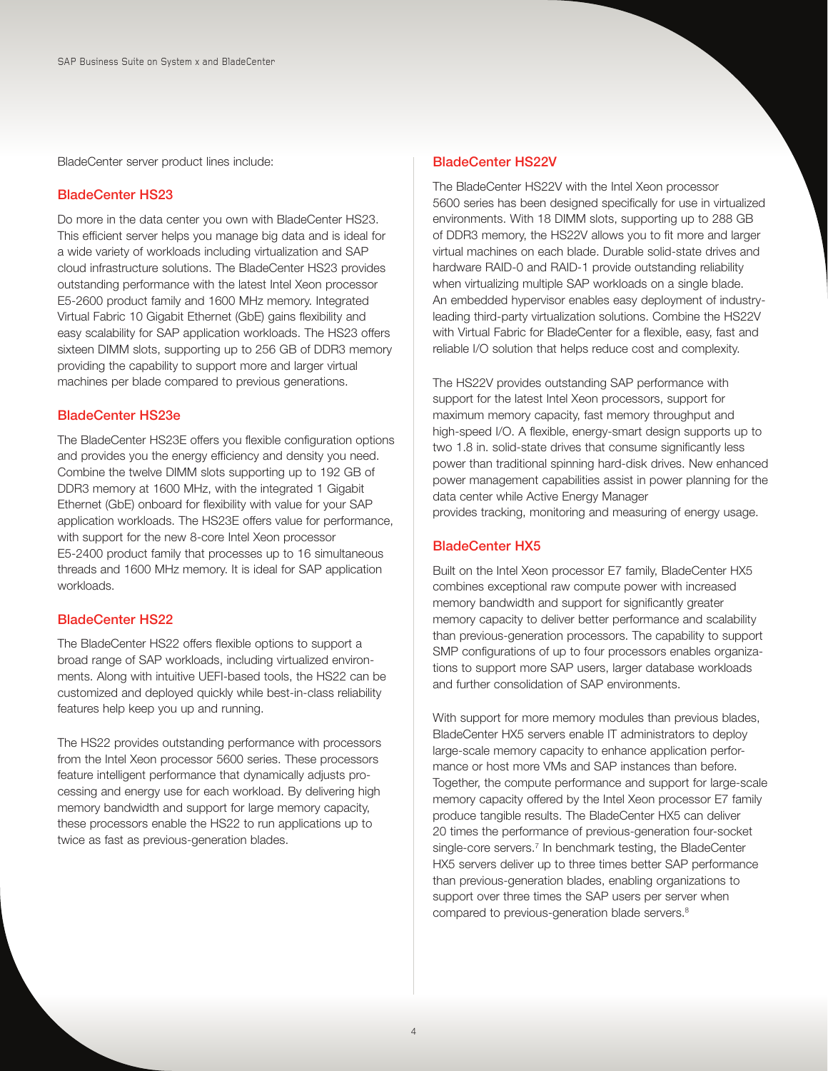BladeCenter server product lines include:

### BladeCenter HS23

Do more in the data center you own with BladeCenter HS23. This efficient server helps you manage big data and is ideal for a wide variety of workloads including virtualization and SAP cloud infrastructure solutions. The BladeCenter HS23 provides outstanding performance with the latest Intel Xeon processor E5-2600 product family and 1600 MHz memory. Integrated Virtual Fabric 10 Gigabit Ethernet (GbE) gains flexibility and easy scalability for SAP application workloads. The HS23 offers sixteen DIMM slots, supporting up to 256 GB of DDR3 memory providing the capability to support more and larger virtual machines per blade compared to previous generations.

### BladeCenter HS23e

The BladeCenter HS23E offers you flexible configuration options and provides you the energy efficiency and density you need. Combine the twelve DIMM slots supporting up to 192 GB of DDR3 memory at 1600 MHz, with the integrated 1 Gigabit Ethernet (GbE) onboard for flexibility with value for your SAP application workloads. The HS23E offers value for performance, with support for the new 8-core Intel Xeon processor E5-2400 product family that processes up to 16 simultaneous threads and 1600 MHz memory. It is ideal for SAP application workloads.

### BladeCenter HS22

The BladeCenter HS22 offers flexible options to support a broad range of SAP workloads, including virtualized environments. Along with intuitive UEFI-based tools, the HS22 can be customized and deployed quickly while best-in-class reliability features help keep you up and running.

The HS22 provides outstanding performance with processors from the Intel Xeon processor 5600 series. These processors feature intelligent performance that dynamically adjusts processing and energy use for each workload. By delivering high memory bandwidth and support for large memory capacity, these processors enable the HS22 to run applications up to twice as fast as previous-generation blades.

### BladeCenter HS22V

The BladeCenter HS22V with the Intel Xeon processor 5600 series has been designed specifically for use in virtualized environments. With 18 DIMM slots, supporting up to 288 GB of DDR3 memory, the HS22V allows you to fit more and larger virtual machines on each blade. Durable solid-state drives and hardware RAID-0 and RAID-1 provide outstanding reliability when virtualizing multiple SAP workloads on a single blade. An embedded hypervisor enables easy deployment of industry-leading third-party virtualization solutions. Combine the HS22V with Virtual Fabric for BladeCenter for a flexible, easy, fast and reliable I/O solution that helps reduce cost and complexity.

The HS22V provides outstanding SAP performance with support for the latest Intel Xeon processors, support for maximum memory capacity, fast memory throughput and high-speed I/O. A flexible, energy-smart design supports up to two 1.8 in. solid-state drives that consume significantly less power than traditional spinning hard-disk drives. New enhanced power management capabilities assist in power planning for the data center while Active Energy Manager provides tracking, monitoring and measuring of energy usage.

### BladeCenter HX5

Built on the Intel Xeon processor E7 family, BladeCenter HX5 combines exceptional raw compute power with increased memory bandwidth and support for significantly greater memory capacity to deliver better performance and scalability than previous-generation processors. The capability to support SMP configurations of up to four processors enables organizations to support more SAP users, larger database workloads and further consolidation of SAP environments.

With support for more memory modules than previous blades, BladeCenter HX5 servers enable IT administrators to deploy large-scale memory capacity to enhance application performance or host more VMs and SAP instances than before. Together, the compute performance and support for large-scale memory capacity offered by the Intel Xeon processor E7 family produce tangible results. The BladeCenter HX5 can deliver 20 times the performance of previous-generation four-socket single-core servers.[7] In benchmark testing, the BladeCenter HX5 servers deliver up to three times better SAP performance than previous-generation blades, enabling organizations to support over three times the SAP users per server when compared to previous-generation blade servers.[8]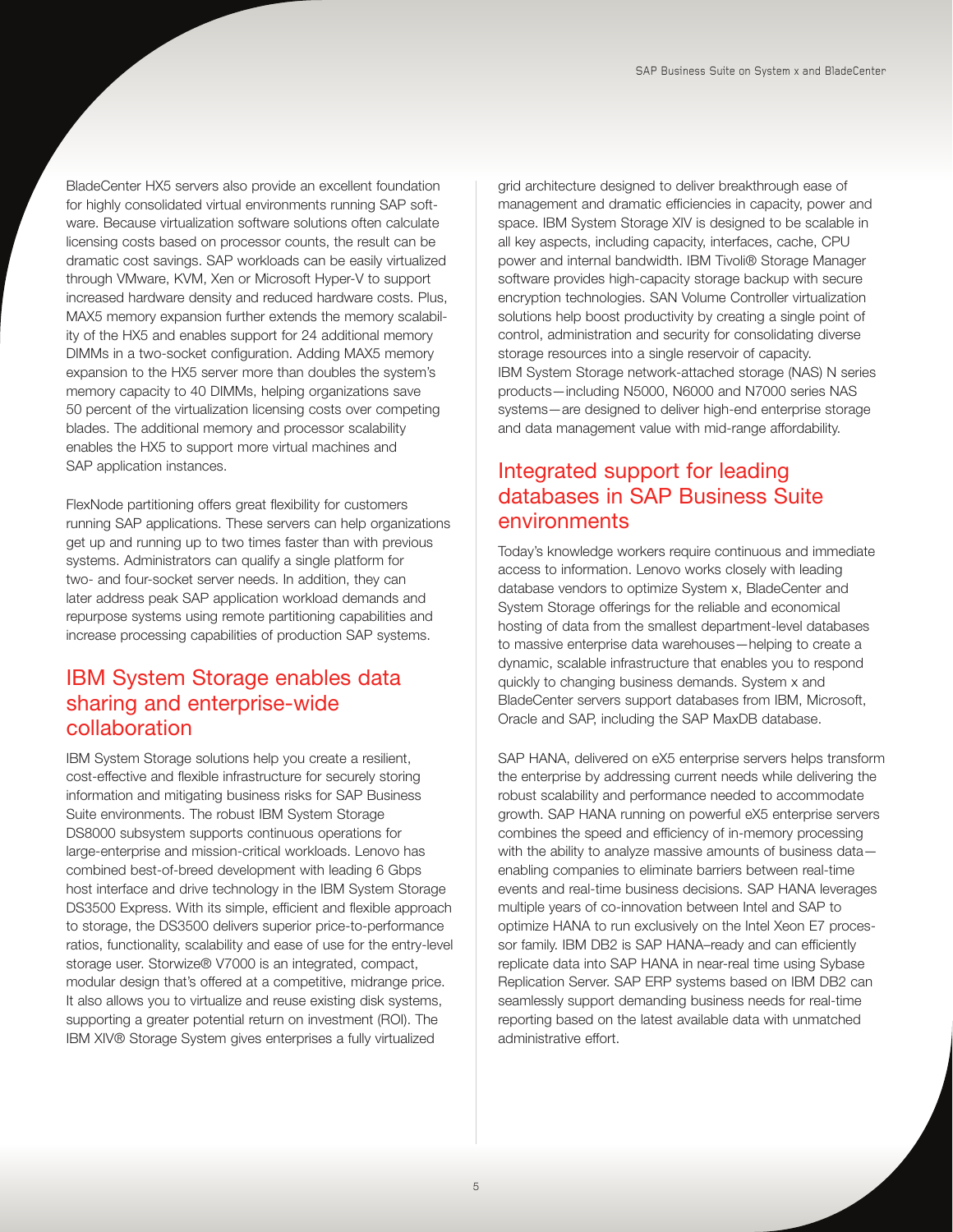BladeCenter HX5 servers also provide an excellent foundation for highly consolidated virtual environments running SAP software. Because virtualization software solutions often calculate licensing costs based on processor counts, the result can be dramatic cost savings. SAP workloads can be easily virtualized through VMware, KVM, Xen or Microsoft Hyper-V to support increased hardware density and reduced hardware costs. Plus, MAX5 memory expansion further extends the memory scalability of the HX5 and enables support for 24 additional memory DIMMs in a two-socket configuration. Adding MAX5 memory expansion to the HX5 server more than doubles the system's memory capacity to 40 DIMMs, helping organizations save 50 percent of the virtualization licensing costs over competing blades. The additional memory and processor scalability enables the HX5 to support more virtual machines and SAP application instances.

FlexNode partitioning offers great flexibility for customers running SAP applications. These servers can help organizations get up and running up to two times faster than with previous systems. Administrators can qualify a single platform for two- and four-socket server needs. In addition, they can later address peak SAP application workload demands and repurpose systems using remote partitioning capabilities and increase processing capabilities of production SAP systems.

## IBM System Storage enables data sharing and enterprise-wide collaboration

IBM System Storage solutions help you create a resilient, cost-effective and flexible infrastructure for securely storing information and mitigating business risks for SAP Business Suite environments. The robust IBM System Storage DS8000 subsystem supports continuous operations for large-enterprise and mission-critical workloads. Lenovo has combined best-of-breed development with leading 6 Gbps host interface and drive technology in the IBM System Storage DS3500 Express. With its simple, efficient and flexible approach to storage, the DS3500 delivers superior price-to-performance ratios, functionality, scalability and ease of use for the entry-level storage user. Storwize® V7000 is an integrated, compact, modular design that's offered at a competitive, midrange price. It also allows you to virtualize and reuse existing disk systems, supporting a greater potential return on investment (ROI). The IBM XIV® Storage System gives enterprises a fully virtualized grid architecture designed to deliver breakthrough ease of management and dramatic efficiencies in capacity, power and space. IBM System Storage XIV is designed to be scalable in all key aspects, including capacity, interfaces, cache, CPU power and internal bandwidth. IBM Tivoli® Storage Manager software provides high-capacity storage backup with secure encryption technologies. SAN Volume Controller virtualization solutions help boost productivity by creating a single point of control, administration and security for consolidating diverse storage resources into a single reservoir of capacity. IBM System Storage network-attached storage (NAS) N series products—including N5000, N6000 and N7000 series NAS systems—are designed to deliver high-end enterprise storage and data management value with mid-range affordability.

## Integrated support for leading databases in SAP Business Suite environments

Today's knowledge workers require continuous and immediate access to information. Lenovo works closely with leading database vendors to optimize System x, BladeCenter and System Storage offerings for the reliable and economical hosting of data from the smallest department-level databases to massive enterprise data warehouses—helping to create a dynamic, scalable infrastructure that enables you to respond quickly to changing business demands. System x and BladeCenter servers support databases from IBM, Microsoft, Oracle and SAP, including the SAP MaxDB database.

SAP HANA, delivered on eX5 enterprise servers helps transform the enterprise by addressing current needs while delivering the robust scalability and performance needed to accommodate growth. SAP HANA running on powerful eX5 enterprise servers combines the speed and efficiency of in-memory processing with the ability to analyze massive amounts of business data—enabling companies to eliminate barriers between real-time events and real-time business decisions. SAP HANA leverages multiple years of co-innovation between Intel and SAP to optimize HANA to run exclusively on the Intel Xeon E7 processor family. IBM DB2 is SAP HANA–ready and can efficiently replicate data into SAP HANA in near-real time using Sybase Replication Server. SAP ERP systems based on IBM DB2 can seamlessly support demanding business needs for real-time reporting based on the latest available data with unmatched administrative effort.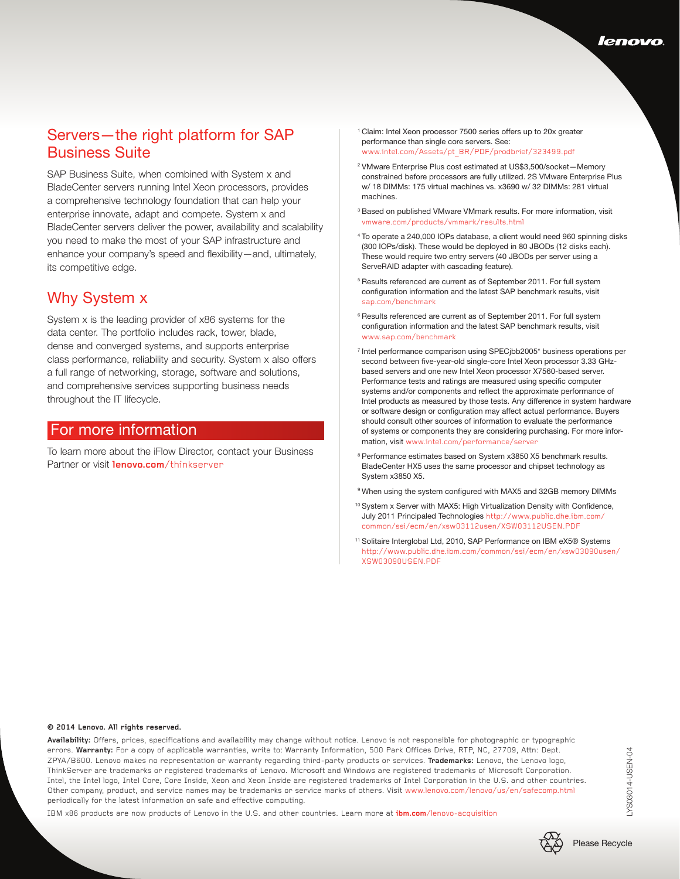## Servers—the right platform for SAP Business Suite

SAP Business Suite, when combined with System x and BladeCenter servers running Intel Xeon processors, provides a comprehensive technology foundation that can help your enterprise innovate, adapt and compete. System x and BladeCenter servers deliver the power, availability and scalability you need to make the most of your SAP infrastructure and enhance your company's speed and flexibility—and, ultimately, its competitive edge.

## Why System x

System x is the leading provider of x86 systems for the data center. The portfolio includes rack, tower, blade, dense and converged systems, and supports enterprise class performance, reliability and security. System x also offers a full range of networking, storage, software and solutions, and comprehensive services supporting business needs throughout the IT lifecycle.

## For more information

To learn more about the iFlow Director, contact your Business Partner or visit **lenovo.com**/thinkserver

[1] Claim: Intel Xeon processor 7500 series offers up to 20x greater performance than single core servers. See: www.intel.com/Assets/pt_BR/PDF/prodbrief/323499.pdf

[2] VMware Enterprise Plus cost estimated at US$3,500/socket—Memory constrained before processors are fully utilized. 2S VMware Enterprise Plus w/ 18 DIMMs: 175 virtual machines vs. x3690 w/ 32 DIMMs: 281 virtual machines.

[3] Based on published VMware VMmark results. For more information, visit vmware.com/products/vmmark/results.html

[4] To operate a 240,000 IOPs database, a client would need 960 spinning disks (300 IOPs/disk). These would be deployed in 80 JBODs (12 disks each). These would require two entry servers (40 JBODs per server using a ServeRAID adapter with cascading feature).

[5] Results referenced are current as of September 2011. For full system configuration information and the latest SAP benchmark results, visit sap.com/benchmark

[6] Results referenced are current as of September 2011. For full system configuration information and the latest SAP benchmark results, visit www.sap.com/benchmark

[7] Intel performance comparison using SPECjbb2005* business operations per second between five-year-old single-core Intel Xeon processor 3.33 GHz-based servers and one new Intel Xeon processor X7560-based server. Performance tests and ratings are measured using specific computer systems and/or components and reflect the approximate performance of Intel products as measured by those tests. Any difference in system hardware or software design or configuration may affect actual performance. Buyers should consult other sources of information to evaluate the performance of systems or components they are considering purchasing. For more information, visit www.intel.com/performance/server

[8] Performance estimates based on System x3850 X5 benchmark results. BladeCenter HX5 uses the same processor and chipset technology as System x3850 X5.

[9] When using the system configured with MAX5 and 32GB memory DIMMs

[10] System x Server with MAX5: High Virtualization Density with Confidence, July 2011 Principaled Technologies http://www.public.dhe.ibm.com/common/ssi/ecm/en/xsw03112usen/XSW03112USEN.PDF

[11] Solitaire Interglobal Ltd, 2010, SAP Performance on IBM eX5® Systems http://www.public.dhe.ibm.com/common/ssi/ecm/en/xsw03090usen/XSW03090USEN.PDF

**© 2014 Lenovo. All rights reserved.**

**Availability:** Offers, prices, specifications and availability may change without notice. Lenovo is not responsible for photographic or typographic errors. **Warranty:** For a copy of applicable warranties, write to: Warranty Information, 500 Park Offices Drive, RTP, NC, 27709, Attn: Dept. ZPYA/B600. Lenovo makes no representation or warranty regarding third-party products or services. **Trademarks:** Lenovo, the Lenovo logo, ThinkServer are trademarks or registered trademarks of Lenovo. Microsoft and Windows are registered trademarks of Microsoft Corporation. Intel, the Intel logo, Intel Core, Core Inside, Xeon and Xeon Inside are registered trademarks of Intel Corporation in the U.S. and other countries. Other company, product, and service names may be trademarks or service marks of others. Visit www.lenovo.com/lenovo/us/en/safecomp.html periodically for the latest information on safe and effective computing.

IBM x86 products are now products of Lenovo in the U.S. and other countries. Learn more at **ibm.com**/lenovo-acquisition

LYS03014-USEN-04

Please Recycle